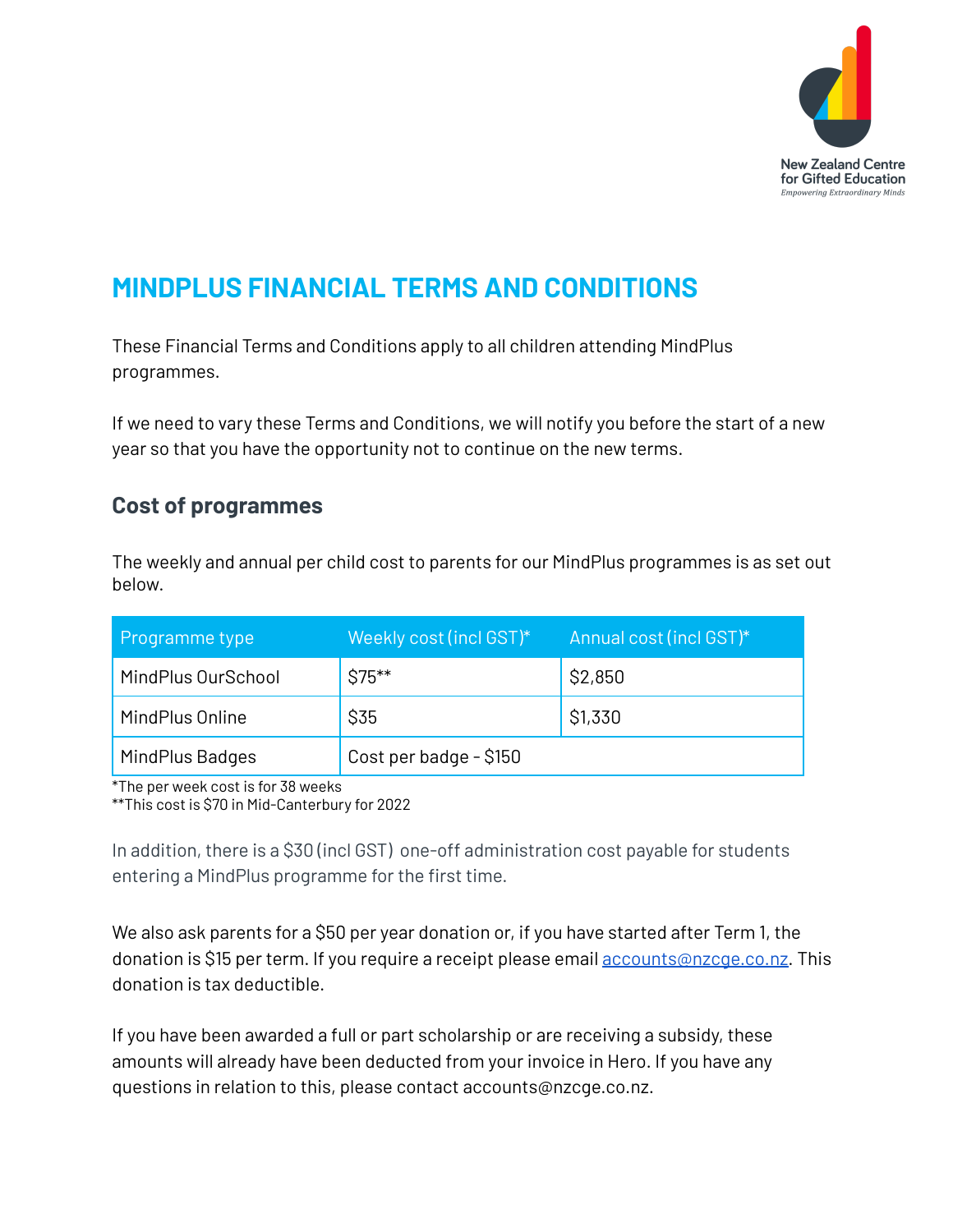# MINDPLUS FINANCIAL TERMS AND CONDITIONS

These Financial Terms and Conditions apply to all children attending MindPlus programmes.

If we need to vary these Terms and Conditions, we will notify you before the start of a new year so that you have the opportunity not to continue on the new terms.

## Cost of programmes

The weekly and annual per child cost to parents for our MindPlus programmes is as set out below.

| Programme type | Weekly cost (incl GST)* | Annual cost (incl GST)* |
| --- | --- | --- |
| MindPlus OurSchool | $75** | $2,850 |
| MindPlus Online | $35 | $1,330 |
| MindPlus Badges | Cost per badge - $150 | |

*The per week cost is for 38 weeks
**This cost is $70 in Mid-Canterbury for 2022

In addition, there is a $30 (incl GST) one-off administration cost payable for students entering a MindPlus programme for the first time.

We also ask parents for a $50 per year donation or, if you have started after Term 1, the donation is $15 per term. If you require a receipt please email accounts@nzcge.co.nz. This donation is tax deductible.

If you have been awarded a full or part scholarship or are receiving a subsidy, these amounts will already have been deducted from your invoice in Hero. If you have any questions in relation to this, please contact accounts@nzcge.co.nz.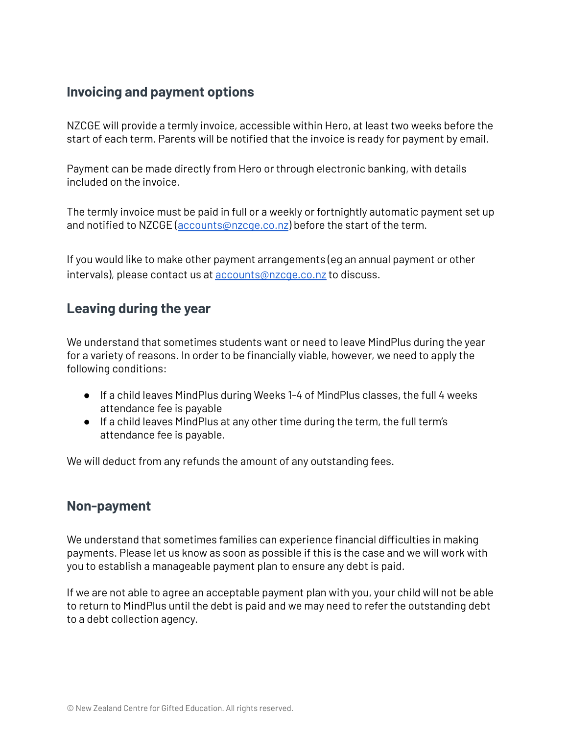## Invoicing and payment options

NZCGE will provide a termly invoice, accessible within Hero, at least two weeks before the start of each term. Parents will be notified that the invoice is ready for payment by email.

Payment can be made directly from Hero or through electronic banking, with details included on the invoice.

The termly invoice must be paid in full or a weekly or fortnightly automatic payment set up and notified to NZCGE (accounts@nzcge.co.nz) before the start of the term.

If you would like to make other payment arrangements (eg an annual payment or other intervals), please contact us at accounts@nzcge.co.nz to discuss.

## Leaving during the year

We understand that sometimes students want or need to leave MindPlus during the year for a variety of reasons. In order to be financially viable, however, we need to apply the following conditions:

- If a child leaves MindPlus during Weeks 1-4 of MindPlus classes, the full 4 weeks attendance fee is payable
- If a child leaves MindPlus at any other time during the term, the full term's attendance fee is payable.

We will deduct from any refunds the amount of any outstanding fees.

## Non-payment

We understand that sometimes families can experience financial difficulties in making payments. Please let us know as soon as possible if this is the case and we will work with you to establish a manageable payment plan to ensure any debt is paid.

If we are not able to agree an acceptable payment plan with you, your child will not be able to return to MindPlus until the debt is paid and we may need to refer the outstanding debt to a debt collection agency.

© New Zealand Centre for Gifted Education. All rights reserved.